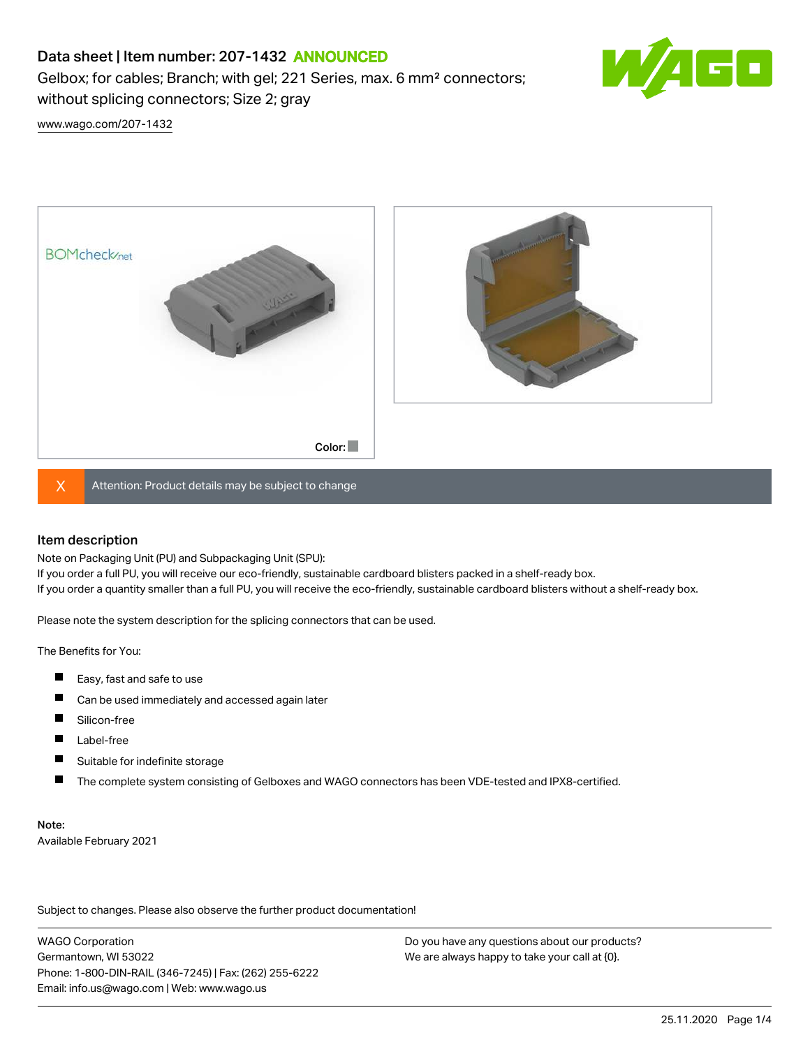# Data sheet | Item number: 207-1432 ANNOUNCED

Gelbox; for cables; Branch; with gel; 221 Series, max. 6 mm² connectors; without splicing connectors; Size 2; gray

www.wago.com/207-1432

Color:

X Attention: Product details may be subject to change

## Item description

Note on Packaging Unit (PU) and Subpackaging Unit (SPU):
If you order a full PU, you will receive our eco-friendly, sustainable cardboard blisters packed in a shelf-ready box.
If you order a quantity smaller than a full PU, you will receive the eco-friendly, sustainable cardboard blisters without a shelf-ready box.

Please note the system description for the splicing connectors that can be used.

The Benefits for You:

- Easy, fast and safe to use
- Can be used immediately and accessed again later
- Silicon-free
- Label-free
- Suitable for indefinite storage
- The complete system consisting of Gelboxes and WAGO connectors has been VDE-tested and IPX8-certified.

Note:
Available February 2021

Subject to changes. Please also observe the further product documentation!

WAGO Corporation
Germantown, WI 53022
Phone: 1-800-DIN-RAIL (346-7245) | Fax: (262) 255-6222
Email: info.us@wago.com | Web: www.wago.us

Do you have any questions about our products?
We are always happy to take your call at {0}.

25.11.2020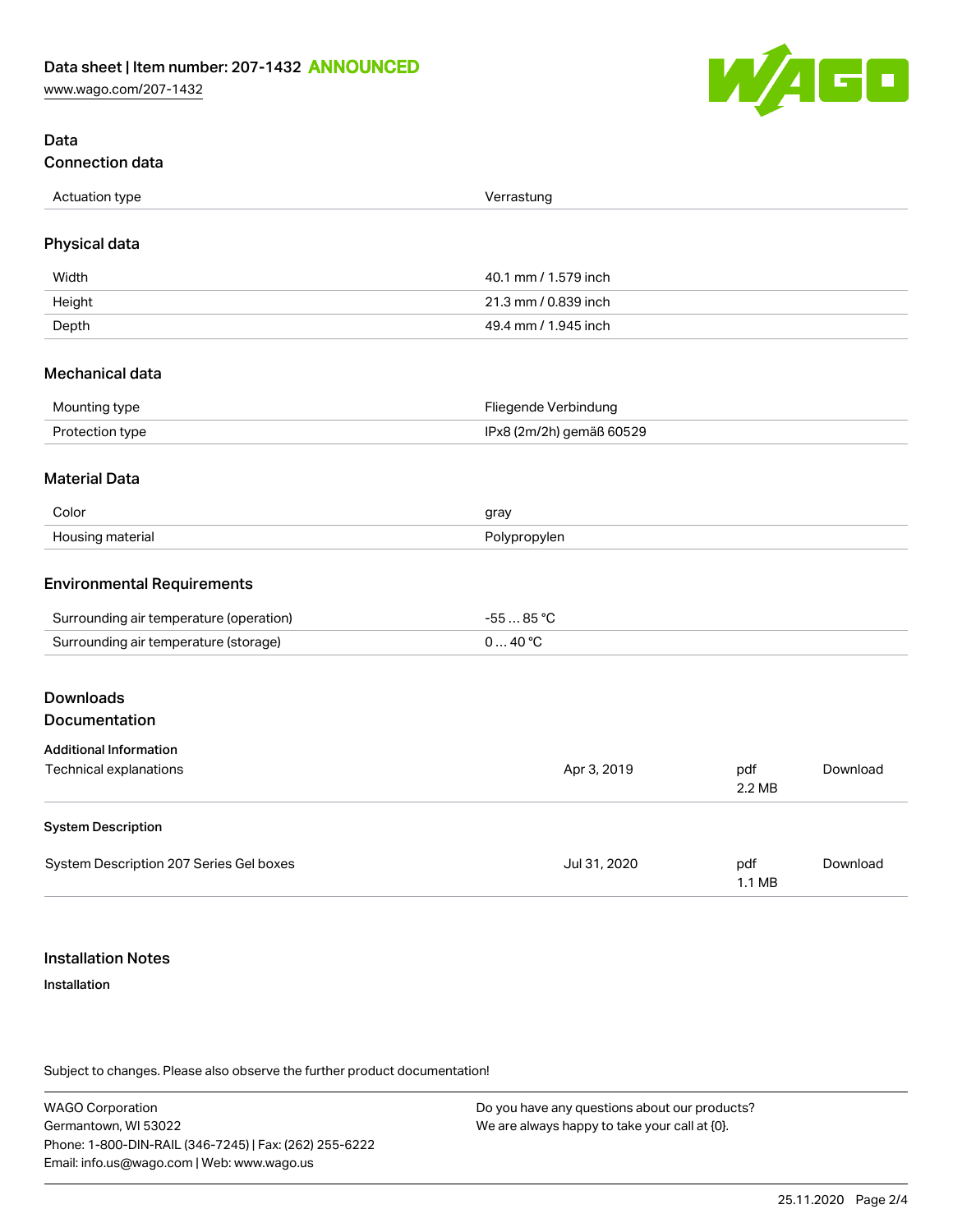## Data

### Connection data

| | |
|---|---|
| Actuation type | Verrastung |

### Physical data

| | |
|---|---|
| Width | 40.1 mm / 1.579 inch |
| Height | 21.3 mm / 0.839 inch |
| Depth | 49.4 mm / 1.945 inch |

### Mechanical data

| | |
|---|---|
| Mounting type | Fliegende Verbindung |
| Protection type | IPx8 (2m/2h) gemäß 60529 |

### Material Data

| | |
|---|---|
| Color | gray |
| Housing material | Polypropylen |

### Environmental Requirements

| | |
|---|---|
| Surrounding air temperature (operation) | -55 … 85 °C |
| Surrounding air temperature (storage) | 0 … 40 °C |

## Downloads

### Documentation

**Additional Information**

| | | | |
|---|---|---|---|
| Technical explanations | Apr 3, 2019 | pdf 2.2 MB | Download |

**System Description**

| | | | |
|---|---|---|---|
| System Description 207 Series Gel boxes | Jul 31, 2020 | pdf 1.1 MB | Download |

## Installation Notes

**Installation**

Subject to changes. Please also observe the further product documentation!

WAGO Corporation
Germantown, WI 53022
Phone: 1-800-DIN-RAIL (346-7245) | Fax: (262) 255-6222
Email: info.us@wago.com | Web: www.wago.us

Do you have any questions about our products?
We are always happy to take your call at {0}.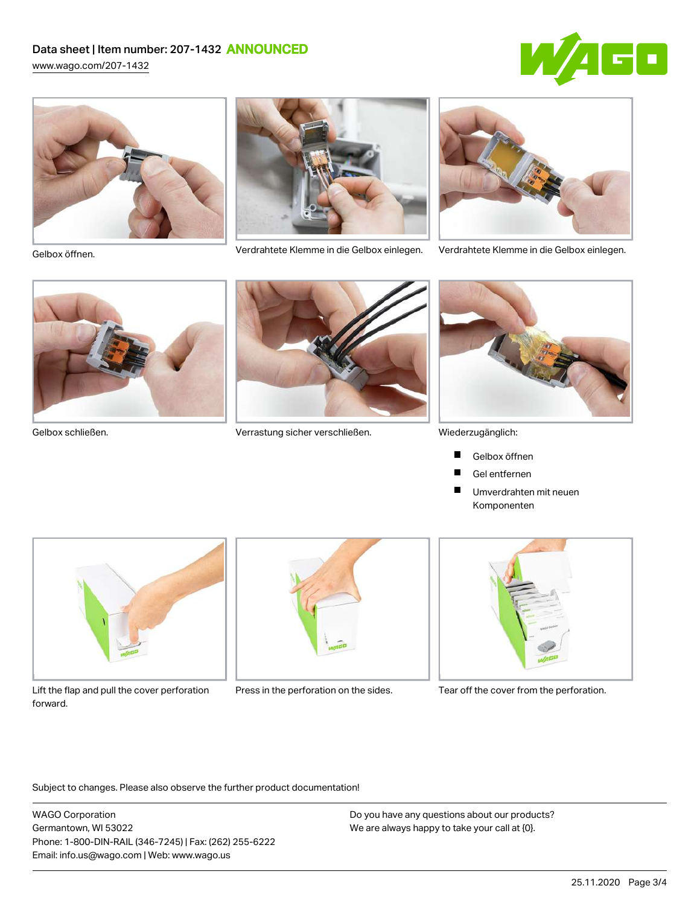Gelbox öffnen.

Verdrahtete Klemme in die Gelbox einlegen.

Verdrahtete Klemme in die Gelbox einlegen.

Gelbox schließen.

Verrastung sicher verschließen.

Wiederzugänglich:

- Gelbox öffnen
- Gel entfernen
- Umverdrahten mit neuen Komponenten

Lift the flap and pull the cover perforation forward.

Press in the perforation on the sides.

Tear off the cover from the perforation.

Subject to changes. Please also observe the further product documentation!

WAGO Corporation
Germantown, WI 53022
Phone: 1-800-DIN-RAIL (346-7245) | Fax: (262) 255-6222
Email: info.us@wago.com | Web: www.wago.us

Do you have any questions about our products?
We are always happy to take your call at {0}.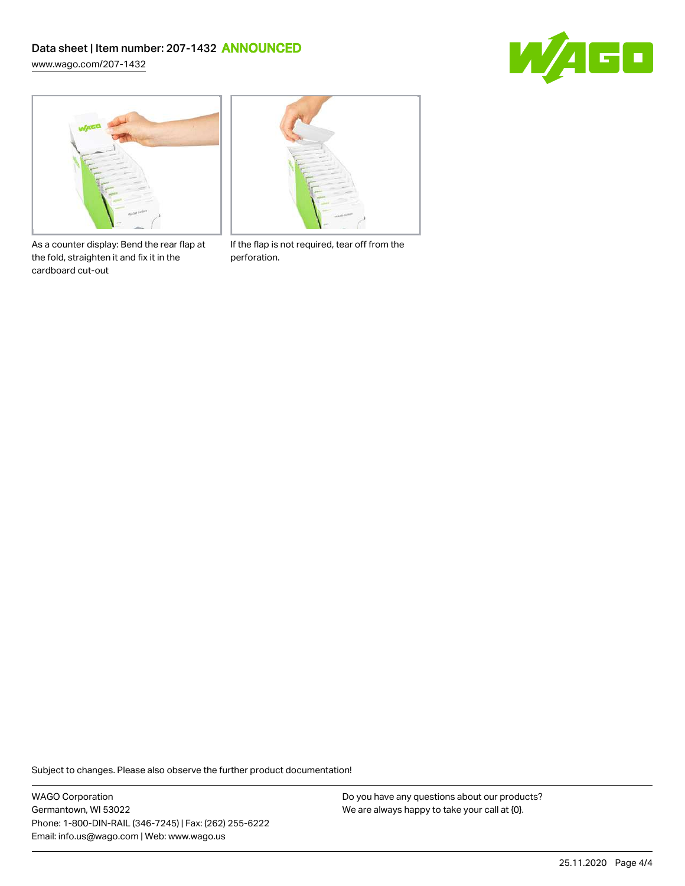As a counter display: Bend the rear flap at the fold, straighten it and fix it in the cardboard cut-out

If the flap is not required, tear off from the perforation.

Subject to changes. Please also observe the further product documentation!

WAGO Corporation
Germantown, WI 53022
Phone: 1-800-DIN-RAIL (346-7245) | Fax: (262) 255-6222
Email: info.us@wago.com | Web: www.wago.us

Do you have any questions about our products?
We are always happy to take your call at {0}.